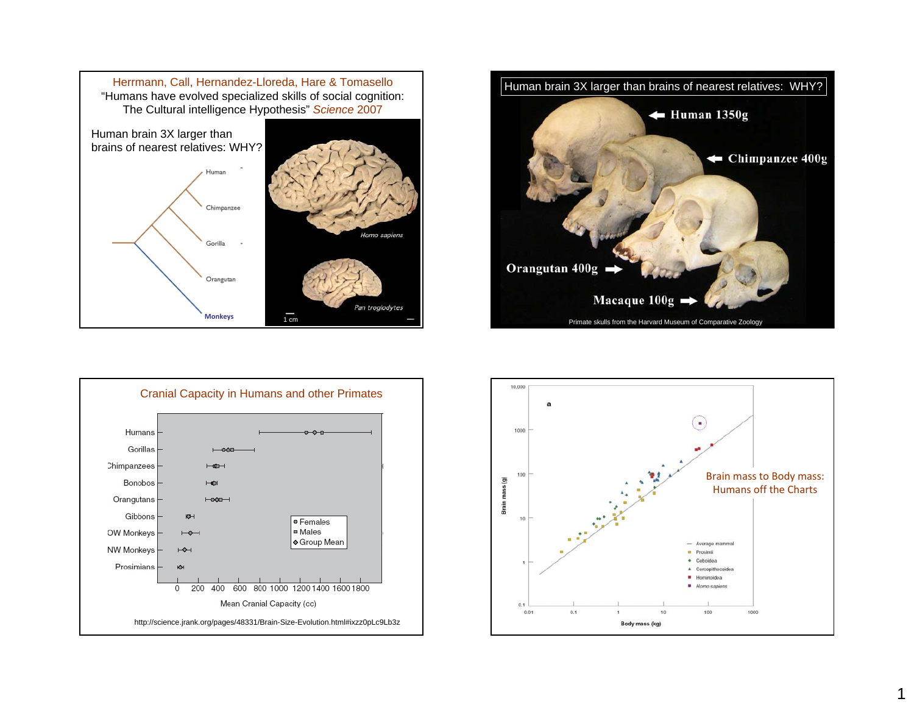## Herrmann, Call, Hernandez-Lloreda, Hare & Tomasello

"Humans have evolved specialized skills of social cognition: The Cultural intelligence Hypothesis" *Science* 2007

Human brain 3X larger than brains of nearest relatives: WHY?

Human

Chimpanzee

Gorilla

Orangutan

Monkeys

*Homo sapiens*

*Pan troglodytes*

1 cm

## Human brain 3X larger than brains of nearest relatives: WHY?

Human 1350g

Chimpanzee 400g

Orangutan 400g

Macaque 100g

Primate skulls from the Harvard Museum of Comparative Zoology

## Cranial Capacity in Humans and other Primates

Humans, Gorillas, Chimpanzees, Bonobos, Orangutans, Gibbons, OW Monkeys, NW Monkeys, Prosimians

Females / Males / Group Mean

0 200 400 600 800 1000 1200 1400 1600 1800

Mean Cranial Capacity (cc)

http://science.jrank.org/pages/48331/Brain-Size-Evolution.html#ixzz0pLc9Lb3z

## Brain mass to Body mass: Humans off the Charts

a

Brain mass (g): 0.1, 1, 10, 100, 1000, 10,000

Body mass (kg): 0.01, 0.1, 1, 10, 100, 1000

Average mammal, Prosimii, Ceboidea, Cercopithecoidea, Hominoidea, *Homo sapiens*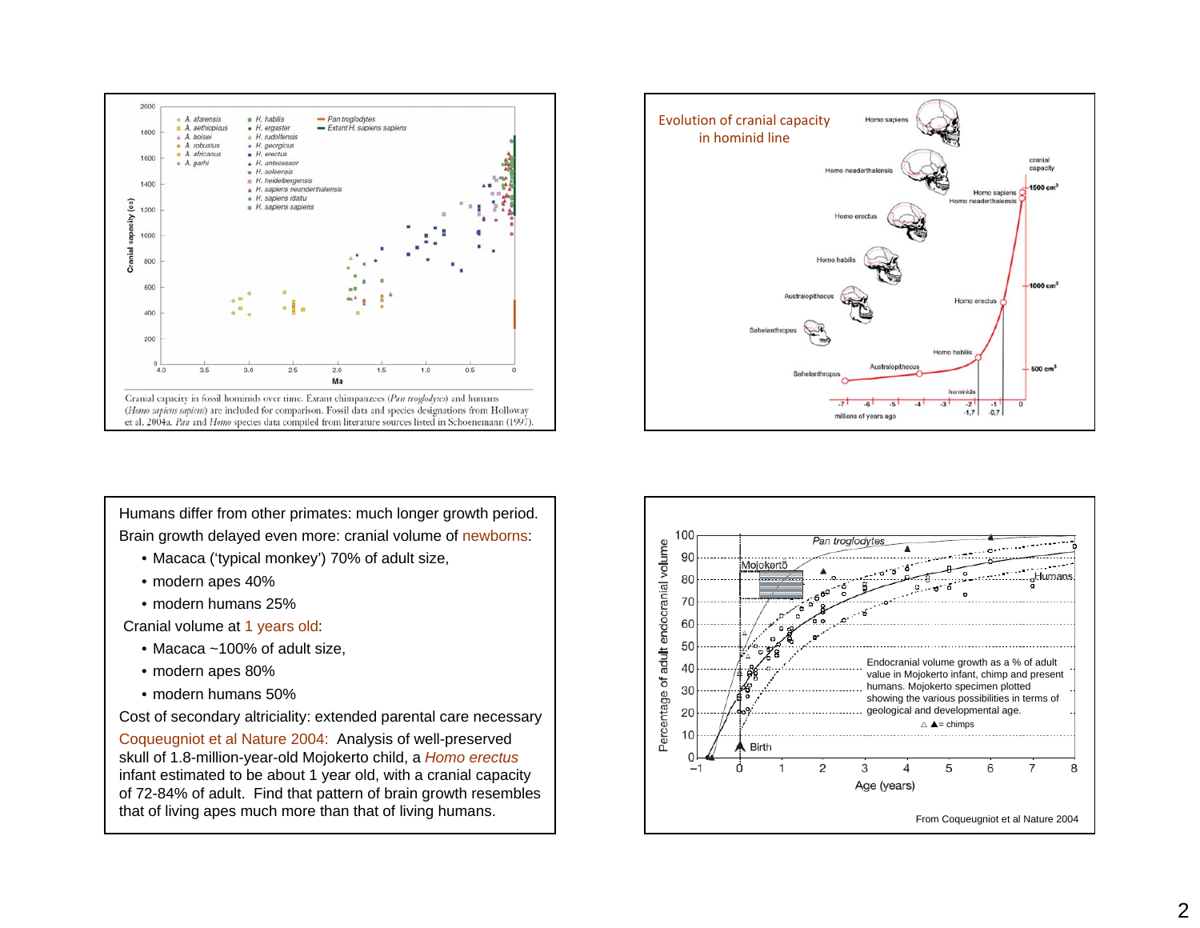Cranial capacity in fossil hominids over time. Extant chimpanzees (*Pan troglodytes*) and humans (*Homo sapiens sapiens*) are included for comparison. Fossil data and species designations from Holloway et al. 2004a. *Pan* and *Homo* species data compiled from literature sources listed in Schoenemann (1997).

Evolution of cranial capacity in hominid line

Humans differ from other primates: much longer growth period.

Brain growth delayed even more: cranial volume of newborns:

- Macaca ('typical monkey') 70% of adult size,
- modern apes 40%
- modern humans 25%

Cranial volume at 1 years old:

- Macaca ~100% of adult size,
- modern apes 80%
- modern humans 50%

Cost of secondary altriciality: extended parental care necessary

Coqueugniot et al Nature 2004: Analysis of well-preserved skull of 1.8-million-year-old Mojokerto child, a *Homo erectus* infant estimated to be about 1 year old, with a cranial capacity of 72-84% of adult. Find that pattern of brain growth resembles that of living apes much more than that of living humans.

Endocranial volume growth as a % of adult value in Mojokerto infant, chimp and present humans. Mojokerto specimen plotted showing the various possibilities in terms of geological and developmental age.

From Coqueugniot et al Nature 2004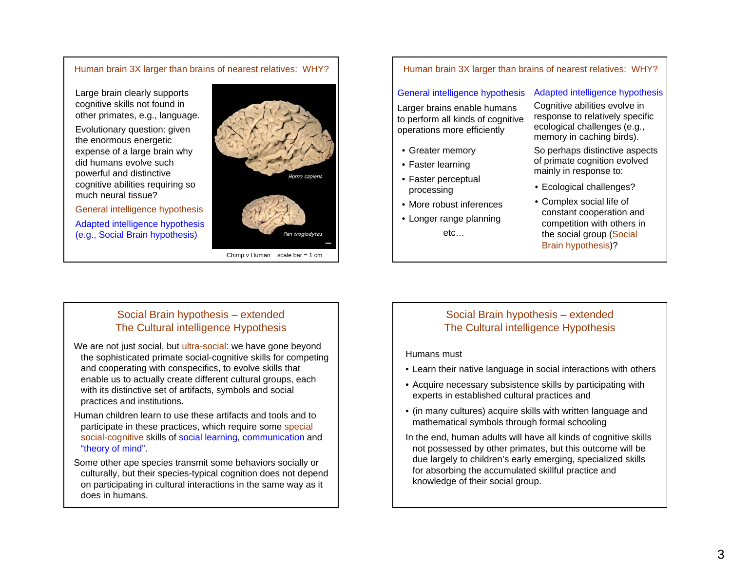## Human brain 3X larger than brains of nearest relatives: WHY?

Large brain clearly supports cognitive skills not found in other primates, e.g., language.

Evolutionary question: given the enormous energetic expense of a large brain why did humans evolve such powerful and distinctive cognitive abilities requiring so much neural tissue?

General intelligence hypothesis

Adapted intelligence hypothesis (e.g., Social Brain hypothesis)

*Homo sapiens*

*Pan troglodytes*

Chimp v Human scale bar = 1 cm

## Human brain 3X larger than brains of nearest relatives: WHY?

**General intelligence hypothesis**

Larger brains enable humans to perform all kinds of cognitive operations more efficiently

- Greater memory
- Faster learning
- Faster perceptual processing
- More robust inferences
- Longer range planning

etc…

**Adapted intelligence hypothesis**

Cognitive abilities evolve in response to relatively specific ecological challenges (e.g., memory in caching birds).

So perhaps distinctive aspects of primate cognition evolved mainly in response to:

- Ecological challenges?
- Complex social life of constant cooperation and competition with others in the social group (Social Brain hypothesis)?

## Social Brain hypothesis – extended
## The Cultural intelligence Hypothesis

We are not just social, but ultra-social: we have gone beyond the sophisticated primate social-cognitive skills for competing and cooperating with conspecifics, to evolve skills that enable us to actually create different cultural groups, each with its distinctive set of artifacts, symbols and social practices and institutions.

Human children learn to use these artifacts and tools and to participate in these practices, which require some special social-cognitive skills of social learning, communication and "theory of mind".

Some other ape species transmit some behaviors socially or culturally, but their species-typical cognition does not depend on participating in cultural interactions in the same way as it does in humans.

## Social Brain hypothesis – extended
## The Cultural intelligence Hypothesis

Humans must

- Learn their native language in social interactions with others
- Acquire necessary subsistence skills by participating with experts in established cultural practices and
- (in many cultures) acquire skills with written language and mathematical symbols through formal schooling

In the end, human adults will have all kinds of cognitive skills not possessed by other primates, but this outcome will be due largely to children's early emerging, specialized skills for absorbing the accumulated skillful practice and knowledge of their social group.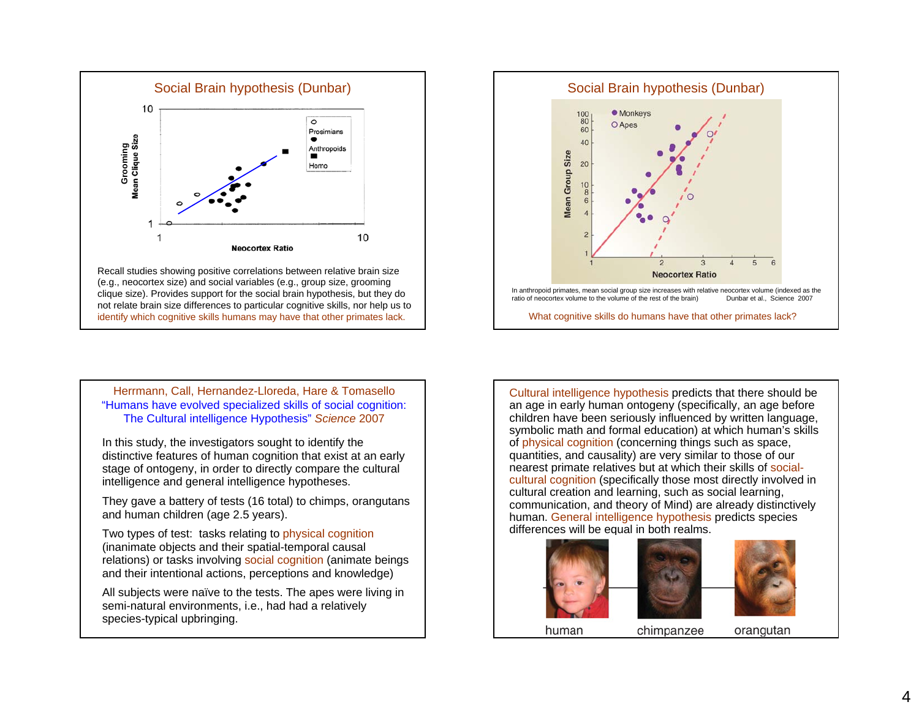## Social Brain hypothesis (Dunbar)

Recall studies showing positive correlations between relative brain size (e.g., neocortex size) and social variables (e.g., group size, grooming clique size). Provides support for the social brain hypothesis, but they do not relate brain size differences to particular cognitive skills, nor help us to identify which cognitive skills humans may have that other primates lack.

## Social Brain hypothesis (Dunbar)

In anthropoid primates, mean social group size increases with relative neocortex volume (indexed as the ratio of neocortex volume to the volume of the rest of the brain) Dunbar et al., Science 2007

What cognitive skills do humans have that other primates lack?

## Herrmann, Call, Hernandez-Lloreda, Hare & Tomasello "Humans have evolved specialized skills of social cognition: The Cultural intelligence Hypothesis" *Science* 2007

In this study, the investigators sought to identify the distinctive features of human cognition that exist at an early stage of ontogeny, in order to directly compare the cultural intelligence and general intelligence hypotheses.

They gave a battery of tests (16 total) to chimps, orangutans and human children (age 2.5 years).

Two types of test: tasks relating to physical cognition (inanimate objects and their spatial-temporal causal relations) or tasks involving social cognition (animate beings and their intentional actions, perceptions and knowledge)

All subjects were naïve to the tests. The apes were living in semi-natural environments, i.e., had had a relatively species-typical upbringing.

---

Cultural intelligence hypothesis predicts that there should be an age in early human ontogeny (specifically, an age before children have been seriously influenced by written language, symbolic math and formal education) at which human's skills of physical cognition (concerning things such as space, quantities, and causality) are very similar to those of our nearest primate relatives but at which their skills of social-cultural cognition (specifically those most directly involved in cultural creation and learning, such as social learning, communication, and theory of Mind) are already distinctively human. General intelligence hypothesis predicts species differences will be equal in both realms.

human chimpanzee orangutan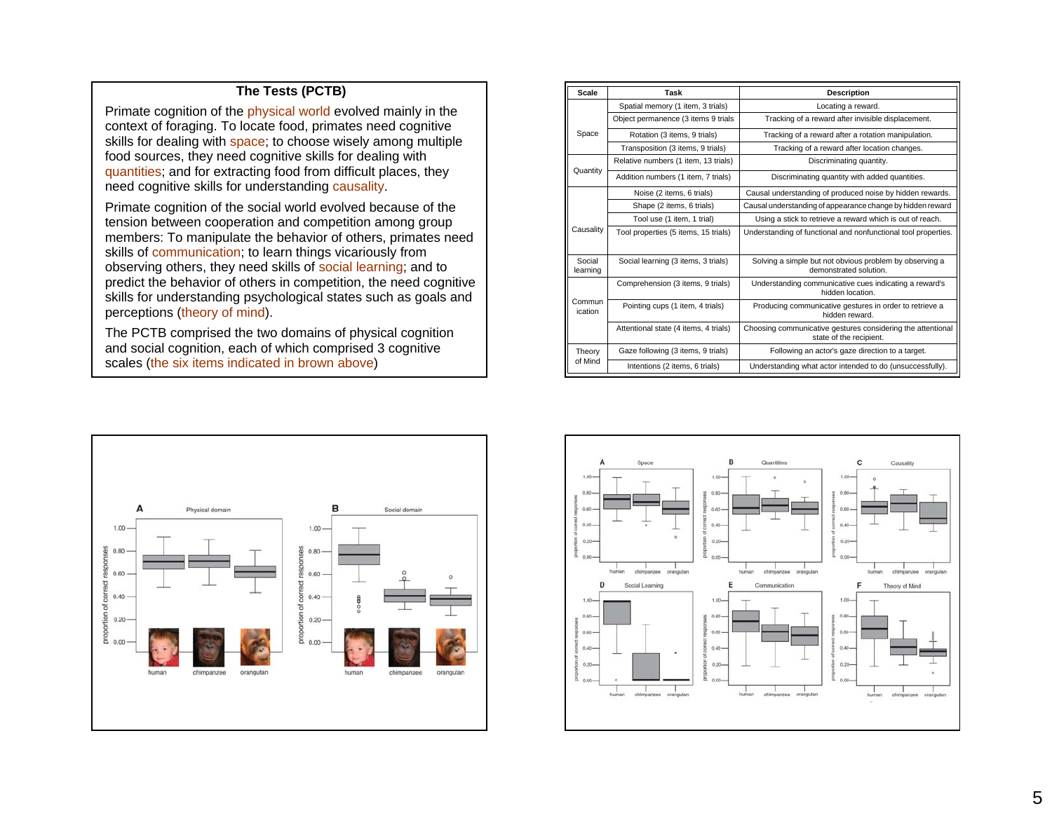## The Tests (PCTB)

Primate cognition of the physical world evolved mainly in the context of foraging. To locate food, primates need cognitive skills for dealing with space; to choose wisely among multiple food sources, they need cognitive skills for dealing with quantities; and for extracting food from difficult places, they need cognitive skills for understanding causality.

Primate cognition of the social world evolved because of the tension between cooperation and competition among group members: To manipulate the behavior of others, primates need skills of communication; to learn things vicariously from observing others, they need skills of social learning; and to predict the behavior of others in competition, the need cognitive skills for understanding psychological states such as goals and perceptions (theory of mind).

The PCTB comprised the two domains of physical cognition and social cognition, each of which comprised 3 cognitive scales (the six items indicated in brown above)

| Scale | Task | Description |
|---|---|---|
| Space | Spatial memory (1 item, 3 trials) | Locating a reward. |
| | Object permanence (3 items 9 trials | Tracking of a reward after invisible displacement. |
| | Rotation (3 items, 9 trials) | Tracking of a reward after a rotation manipulation. |
| | Transposition (3 items, 9 trials) | Tracking of a reward after location changes. |
| Quantity | Relative numbers (1 item, 13 trials) | Discriminating quantity. |
| | Addition numbers (1 item, 7 trials) | Discriminating quantity with added quantities. |
| Causality | Noise (2 items, 6 trials) | Causal understanding of produced noise by hidden rewards. |
| | Shape (2 items, 6 trials) | Causal understanding of appearance change by hidden reward |
| | Tool use (1 item, 1 trial) | Using a stick to retrieve a reward which is out of reach. |
| | Tool properties (5 items, 15 trials) | Understanding of functional and nonfunctional tool properties. |
| Social learning | Social learning (3 items, 3 trials) | Solving a simple but not obvious problem by observing a demonstrated solution. |
| Communication | Comprehension (3 items, 9 trials) | Understanding communicative cues indicating a reward's hidden location. |
| | Pointing cups (1 item, 4 trials) | Producing communicative gestures in order to retrieve a hidden reward. |
| | Attentional state (4 items, 4 trials) | Choosing communicative gestures considering the attentional state of the recipient. |
| Theory of Mind | Gaze following (3 items, 9 trials) | Following an actor's gaze direction to a target. |
| | Intentions (2 items, 6 trials) | Understanding what actor intended to do (unsuccessfully). |

A Physical domain
B Social domain
proportion of correct responses
1.00
0.80
0.60
0.40
0.20
0.00
human chimpanzee orangutan

A Space
B Quantities
C Causality
D Social Learning
E Communication
F Theory of Mind
proportion of correct responses
1.00
0.80
0.60
0.40
0.20
0.00
human chimpanzee orangutan